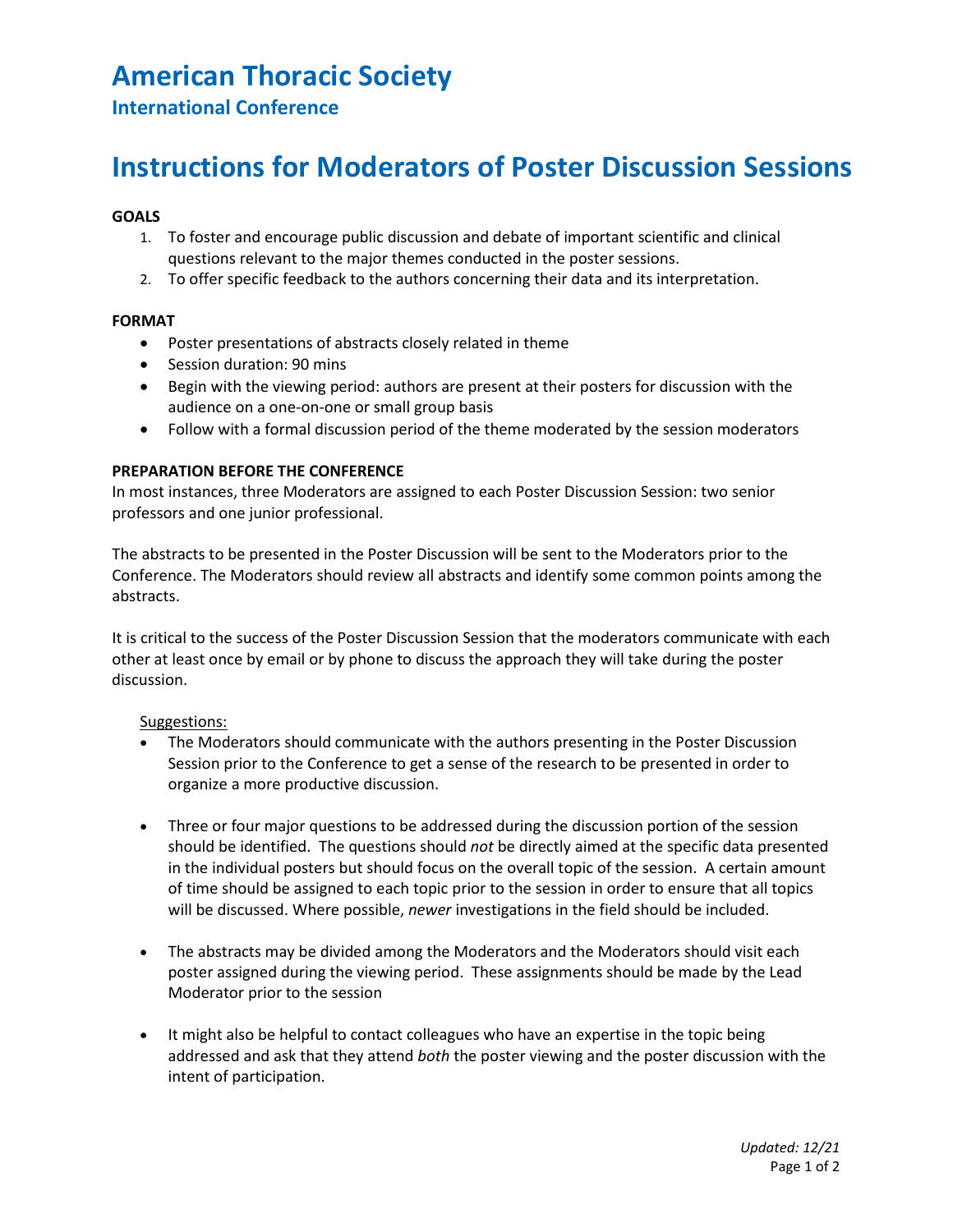# American Thoracic Society

## International Conference

# Instructions for Moderators of Poster Discussion Sessions

**GOALS**

1. To foster and encourage public discussion and debate of important scientific and clinical questions relevant to the major themes conducted in the poster sessions.
2. To offer specific feedback to the authors concerning their data and its interpretation.

**FORMAT**

- Poster presentations of abstracts closely related in theme
- Session duration: 90 mins
- Begin with the viewing period: authors are present at their posters for discussion with the audience on a one-on-one or small group basis
- Follow with a formal discussion period of the theme moderated by the session moderators

**PREPARATION BEFORE THE CONFERENCE**

In most instances, three Moderators are assigned to each Poster Discussion Session: two senior professors and one junior professional.

The abstracts to be presented in the Poster Discussion will be sent to the Moderators prior to the Conference. The Moderators should review all abstracts and identify some common points among the abstracts.

It is critical to the success of the Poster Discussion Session that the moderators communicate with each other at least once by email or by phone to discuss the approach they will take during the poster discussion.

Suggestions:

- The Moderators should communicate with the authors presenting in the Poster Discussion Session prior to the Conference to get a sense of the research to be presented in order to organize a more productive discussion.

- Three or four major questions to be addressed during the discussion portion of the session should be identified. The questions should *not* be directly aimed at the specific data presented in the individual posters but should focus on the overall topic of the session. A certain amount of time should be assigned to each topic prior to the session in order to ensure that all topics will be discussed. Where possible, *newer* investigations in the field should be included.

- The abstracts may be divided among the Moderators and the Moderators should visit each poster assigned during the viewing period. These assignments should be made by the Lead Moderator prior to the session

- It might also be helpful to contact colleagues who have an expertise in the topic being addressed and ask that they attend *both* the poster viewing and the poster discussion with the intent of participation.

*Updated: 12/21*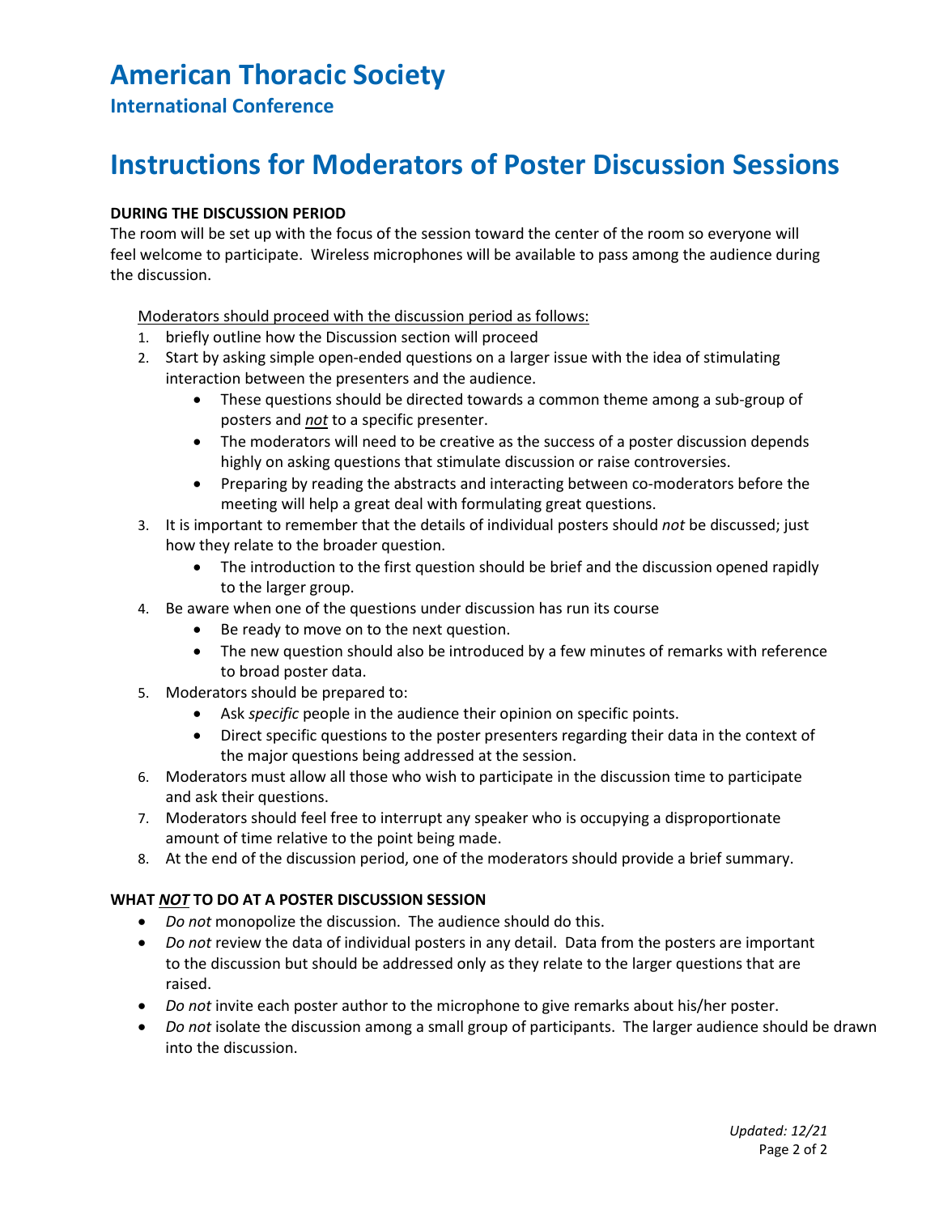# American Thoracic Society

## International Conference

# Instructions for Moderators of Poster Discussion Sessions

**DURING THE DISCUSSION PERIOD**

The room will be set up with the focus of the session toward the center of the room so everyone will feel welcome to participate. Wireless microphones will be available to pass among the audience during the discussion.

<u>Moderators should proceed with the discussion period as follows:</u>

1. briefly outline how the Discussion section will proceed
2. Start by asking simple open-ended questions on a larger issue with the idea of stimulating interaction between the presenters and the audience.
    - These questions should be directed towards a common theme among a sub-group of posters and ***not*** to a specific presenter.
    - The moderators will need to be creative as the success of a poster discussion depends highly on asking questions that stimulate discussion or raise controversies.
    - Preparing by reading the abstracts and interacting between co-moderators before the meeting will help a great deal with formulating great questions.
3. It is important to remember that the details of individual posters should *not* be discussed; just how they relate to the broader question.
    - The introduction to the first question should be brief and the discussion opened rapidly to the larger group.
4. Be aware when one of the questions under discussion has run its course
    - Be ready to move on to the next question.
    - The new question should also be introduced by a few minutes of remarks with reference to broad poster data.
5. Moderators should be prepared to:
    - Ask *specific* people in the audience their opinion on specific points.
    - Direct specific questions to the poster presenters regarding their data in the context of the major questions being addressed at the session.
6. Moderators must allow all those who wish to participate in the discussion time to participate and ask their questions.
7. Moderators should feel free to interrupt any speaker who is occupying a disproportionate amount of time relative to the point being made.
8. At the end of the discussion period, one of the moderators should provide a brief summary.

**WHAT *NOT* TO DO AT A POSTER DISCUSSION SESSION**

- *Do not* monopolize the discussion. The audience should do this.
- *Do not* review the data of individual posters in any detail. Data from the posters are important to the discussion but should be addressed only as they relate to the larger questions that are raised.
- *Do not* invite each poster author to the microphone to give remarks about his/her poster.
- *Do not* isolate the discussion among a small group of participants. The larger audience should be drawn into the discussion.

*Updated: 12/21*